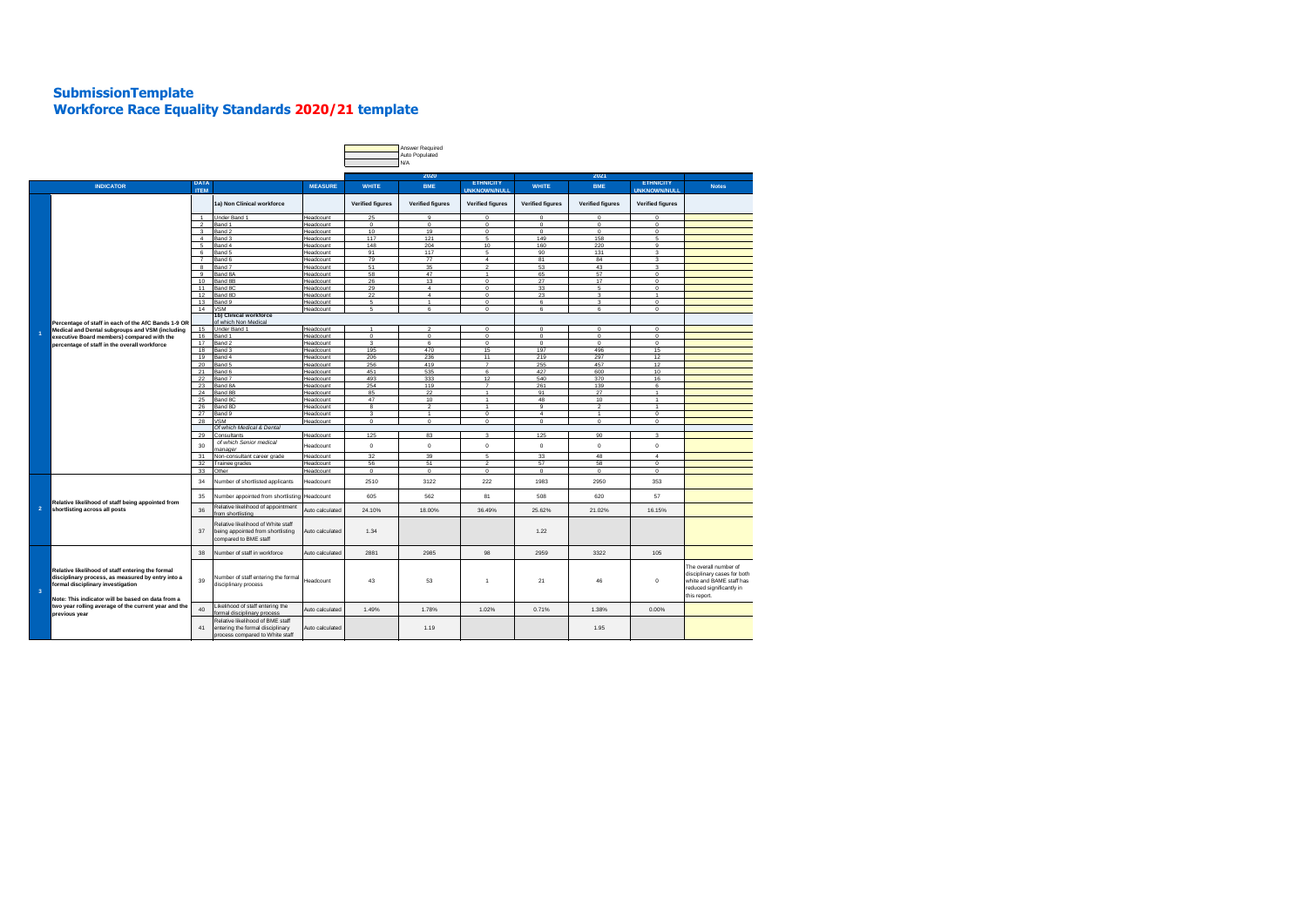# SubmissionTemplate
# Workforce Race Equality Standards 2020/21 template

Answer Required
Auto Populated
N/A

| INDICATOR | | DATA ITEM | | MEASURE | 2020 WHITE | 2020 BME | 2020 ETHNICITY UNKNOWN/NULL | 2021 WHITE | 2021 BME | 2021 ETHNICITY UNKNOWN/NULL | Notes |
|---|---|---|---|---|---|---|---|---|---|---|---|
| 1 | Percentage of staff in each of the AfC Bands 1-9 OR Medical and Dental subgroups and VSM (including executive Board members) compared with the percentage of staff in the overall workforce | | 1a) Non Clinical workforce | | Verified figures | Verified figures | Verified figures | Verified figures | Verified figures | Verified figures | |
| | | 1 | Under Band 1 | Headcount | 25 | 9 | 0 | 0 | 0 | 0 | |
| | | 2 | Band 1 | Headcount | 0 | 0 | 0 | 0 | 0 | 0 | |
| | | 3 | Band 2 | Headcount | 10 | 19 | 0 | 0 | 0 | 0 | |
| | | 4 | Band 3 | Headcount | 117 | 121 | 5 | 149 | 158 | 5 | |
| | | 5 | Band 4 | Headcount | 148 | 204 | 10 | 160 | 220 | 9 | |
| | | 6 | Band 5 | Headcount | 91 | 117 | 5 | 90 | 131 | 3 | |
| | | 7 | Band 6 | Headcount | 79 | 77 | 4 | 81 | 84 | 3 | |
| | | 8 | Band 7 | Headcount | 51 | 35 | 2 | 53 | 43 | 3 | |
| | | 9 | Band 8A | Headcount | 58 | 47 | 1 | 65 | 57 | 0 | |
| | | 10 | Band 8B | Headcount | 26 | 13 | 0 | 27 | 17 | 0 | |
| | | 11 | Band 8C | Headcount | 29 | 4 | 0 | 33 | 5 | 0 | |
| | | 12 | Band 8D | Headcount | 22 | 4 | 0 | 23 | 3 | 1 | |
| | | 13 | Band 9 | Headcount | 5 | 1 | 0 | 6 | 3 | 0 | |
| | | 14 | VSM | Headcount | 5 | 6 | 0 | 6 | 6 | 0 | |
| | | | 1b) Clinical workforce<br>of which Non Medical | | | | | | | | |
| | | 15 | Under Band 1 | Headcount | 1 | 2 | 0 | 0 | 0 | 0 | |
| | | 16 | Band 1 | Headcount | 0 | 0 | 0 | 0 | 0 | 0 | |
| | | 17 | Band 2 | Headcount | 3 | 6 | 0 | 0 | 0 | 0 | |
| | | 18 | Band 3 | Headcount | 195 | 470 | 15 | 197 | 496 | 15 | |
| | | 19 | Band 4 | Headcount | 206 | 236 | 11 | 219 | 297 | 12 | |
| | | 20 | Band 5 | Headcount | 256 | 419 | 7 | 255 | 457 | 12 | |
| | | 21 | Band 6 | Headcount | 451 | 535 | 6 | 427 | 600 | 10 | |
| | | 22 | Band 7 | Headcount | 493 | 333 | 12 | 540 | 370 | 16 | |
| | | 23 | Band 8A | Headcount | 254 | 119 | 7 | 261 | 139 | 6 | |
| | | 24 | Band 8B | Headcount | 85 | 22 | 1 | 91 | 27 | 1 | |
| | | 25 | Band 8C | Headcount | 47 | 10 | 1 | 48 | 10 | 1 | |
| | | 26 | Band 8D | Headcount | 8 | 2 | 1 | 9 | 2 | 1 | |
| | | 27 | Band 9 | Headcount | 3 | 1 | 0 | 4 | 1 | 0 | |
| | | 28 | VSM | Headcount | 0 | 0 | 0 | 0 | 0 | 0 | |
| | | | *Of which Medical & Dental* | | | | | | | | |
| | | 29 | Consultants | Headcount | 125 | 83 | 3 | 125 | 90 | 3 | |
| | | 30 | *of which Senior medical manager* | Headcount | 0 | 0 | 0 | 0 | 0 | 0 | |
| | | 31 | Non-consultant career grade | Headcount | 32 | 39 | 5 | 33 | 48 | 4 | |
| | | 32 | Trainee grades | Headcount | 56 | 51 | 2 | 57 | 58 | 0 | |
| | | 33 | Other | Headcount | 0 | 0 | 0 | 0 | 0 | 0 | |
| 2 | Relative likelihood of staff being appointed from shortlisting across all posts | 34 | Number of shortlisted applicants | Headcount | 2510 | 3122 | 222 | 1983 | 2950 | 353 | |
| | | 35 | Number appointed from shortlisting | Headcount | 605 | 562 | 81 | 508 | 620 | 57 | |
| | | 36 | Relative likelihood of appointment from shortlisting | Auto calculated | 24.10% | 18.00% | 36.49% | 25.62% | 21.02% | 16.15% | |
| | | 37 | Relative likelihood of White staff being appointed from shortlisting compared to BME staff | Auto calculated | 1.34 | | | 1.22 | | | |
| 3 | Relative likelihood of staff entering the formal disciplinary process, as measured by entry into a formal disciplinary investigation<br><br>Note: This indicator will be based on data from a two year rolling average of the current year and the previous year | 38 | Number of staff in workforce | Auto calculated | 2881 | 2985 | 98 | 2959 | 3322 | 105 | |
| | | 39 | Number of staff entering the formal disciplinary process | Headcount | 43 | 53 | 1 | 21 | 46 | 0 | The overall number of disciplinary cases for both white and BAME staff has reduced significantly in this report. |
| | | 40 | Likelihood of staff entering the formal disciplinary process | Auto calculated | 1.49% | 1.78% | 1.02% | 0.71% | 1.38% | 0.00% | |
| | | 41 | Relative likelihood of BME staff entering the formal disciplinary process compared to White staff | Auto calculated | | 1.19 | | | 1.95 | | |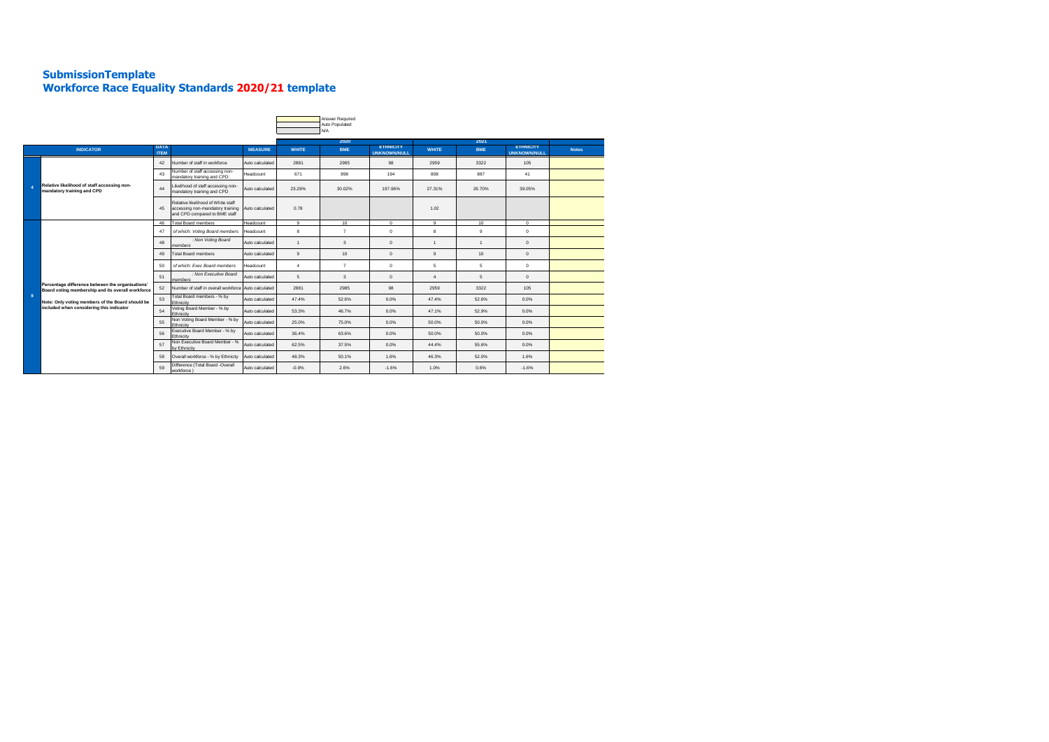# SubmissionTemplate
# Workforce Race Equality Standards 2020/21 template

Answer Required
Auto Populated
N/A

| INDICATOR | | DATA ITEM | | MEASURE | 2020 WHITE | 2020 BME | 2020 ETHNICITY UNKNOWN/NULL | 2021 WHITE | 2021 BME | 2021 ETHNICITY UNKNOWN/NULL | Notes |
|---|---|---|---|---|---|---|---|---|---|---|---|
| 4 | Relative likelihood of staff accessing non-mandatory training and CPD | 42 | Number of staff in workforce | Auto calculated | 2881 | 2985 | 98 | 2959 | 3322 | 105 | |
| | | 43 | Number of staff accessing non-mandatory training and CPD: | Headcount | 671 | 896 | 194 | 808 | 887 | 41 | |
| | | 44 | Likelihood of staff accessing non-mandatory training and CPD | Auto calculated | 23.29% | 30.02% | 197.96% | 27.31% | 26.70% | 39.05% | |
| | | 45 | Relative likelihood of White staff accessing non-mandatory training and CPD compared to BME staff | Auto calculated | 0.78 | | | 1.02 | | | |
| 9 | Percentage difference between the organisations' Board voting membership and its overall workforce<br>Note: Only voting members of the Board should be included when considering this indicator | 46 | Total Board members | Headcount | 9 | 10 | 0 | 9 | 10 | 0 | |
| | | 47 | *of which: Voting Board members* | Headcount | 8 | 7 | 0 | 8 | 9 | 0 | |
| | | 48 | *: Non Voting Board members* | Auto calculated | 1 | 3 | 0 | 1 | 1 | 0 | |
| | | 49 | Total Board members | Auto calculated | 9 | 10 | 0 | 9 | 10 | 0 | |
| | | 50 | *of which: Exec Board members* | Headcount | 4 | 7 | 0 | 5 | 5 | 0 | |
| | | 51 | *: Non Executive Board members* | Auto calculated | 5 | 3 | 0 | 4 | 5 | 0 | |
| | | 52 | Number of staff in overall workforce | Auto calculated | 2881 | 2985 | 98 | 2959 | 3322 | 105 | |
| | | 53 | Total Board members - % by Ethnicity | Auto calculated | 47.4% | 52.6% | 0.0% | 47.4% | 52.6% | 0.0% | |
| | | 54 | Voting Board Member - % by Ethnicity | Auto calculated | 53.3% | 46.7% | 0.0% | 47.1% | 52.9% | 0.0% | |
| | | 55 | Non Voting Board Member - % by Ethnicity | Auto calculated | 25.0% | 75.0% | 0.0% | 50.0% | 50.0% | 0.0% | |
| | | 56 | Executive Board Member - % by Ethnicity | Auto calculated | 36.4% | 63.6% | 0.0% | 50.0% | 50.0% | 0.0% | |
| | | 57 | Non Executive Board Member - % by Ethnicity | Auto calculated | 62.5% | 37.5% | 0.0% | 44.4% | 55.6% | 0.0% | |
| | | 58 | Overall workforce - % by Ethnicity | Auto calculated | 48.3% | 50.1% | 1.6% | 46.3% | 52.0% | 1.6% | |
| | | 59 | Difference (Total Board -Overall workforce ) | Auto calculated | -0.9% | 2.6% | -1.6% | 1.0% | 0.6% | -1.6% | |